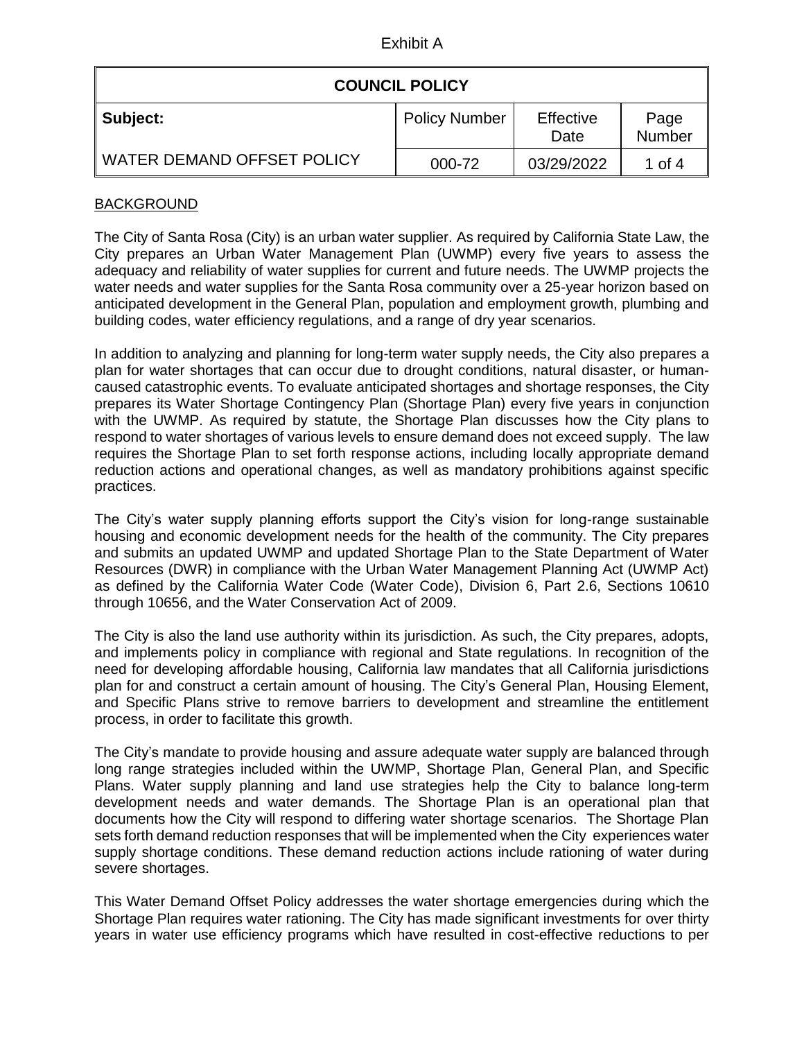Exhibit A

| COUNCIL POLICY | | | |
|---|---|---|---|
| **Subject:** | Policy Number | Effective Date | Page Number |
| WATER DEMAND OFFSET POLICY | 000-72 | 03/29/2022 | 1 of 4 |

## BACKGROUND

The City of Santa Rosa (City) is an urban water supplier. As required by California State Law, the City prepares an Urban Water Management Plan (UWMP) every five years to assess the adequacy and reliability of water supplies for current and future needs. The UWMP projects the water needs and water supplies for the Santa Rosa community over a 25-year horizon based on anticipated development in the General Plan, population and employment growth, plumbing and building codes, water efficiency regulations, and a range of dry year scenarios.

In addition to analyzing and planning for long-term water supply needs, the City also prepares a plan for water shortages that can occur due to drought conditions, natural disaster, or human-caused catastrophic events. To evaluate anticipated shortages and shortage responses, the City prepares its Water Shortage Contingency Plan (Shortage Plan) every five years in conjunction with the UWMP. As required by statute, the Shortage Plan discusses how the City plans to respond to water shortages of various levels to ensure demand does not exceed supply. The law requires the Shortage Plan to set forth response actions, including locally appropriate demand reduction actions and operational changes, as well as mandatory prohibitions against specific practices.

The City's water supply planning efforts support the City's vision for long-range sustainable housing and economic development needs for the health of the community. The City prepares and submits an updated UWMP and updated Shortage Plan to the State Department of Water Resources (DWR) in compliance with the Urban Water Management Planning Act (UWMP Act) as defined by the California Water Code (Water Code), Division 6, Part 2.6, Sections 10610 through 10656, and the Water Conservation Act of 2009.

The City is also the land use authority within its jurisdiction. As such, the City prepares, adopts, and implements policy in compliance with regional and State regulations. In recognition of the need for developing affordable housing, California law mandates that all California jurisdictions plan for and construct a certain amount of housing. The City's General Plan, Housing Element, and Specific Plans strive to remove barriers to development and streamline the entitlement process, in order to facilitate this growth.

The City's mandate to provide housing and assure adequate water supply are balanced through long range strategies included within the UWMP, Shortage Plan, General Plan, and Specific Plans. Water supply planning and land use strategies help the City to balance long-term development needs and water demands. The Shortage Plan is an operational plan that documents how the City will respond to differing water shortage scenarios. The Shortage Plan sets forth demand reduction responses that will be implemented when the City experiences water supply shortage conditions. These demand reduction actions include rationing of water during severe shortages.

This Water Demand Offset Policy addresses the water shortage emergencies during which the Shortage Plan requires water rationing. The City has made significant investments for over thirty years in water use efficiency programs which have resulted in cost-effective reductions to per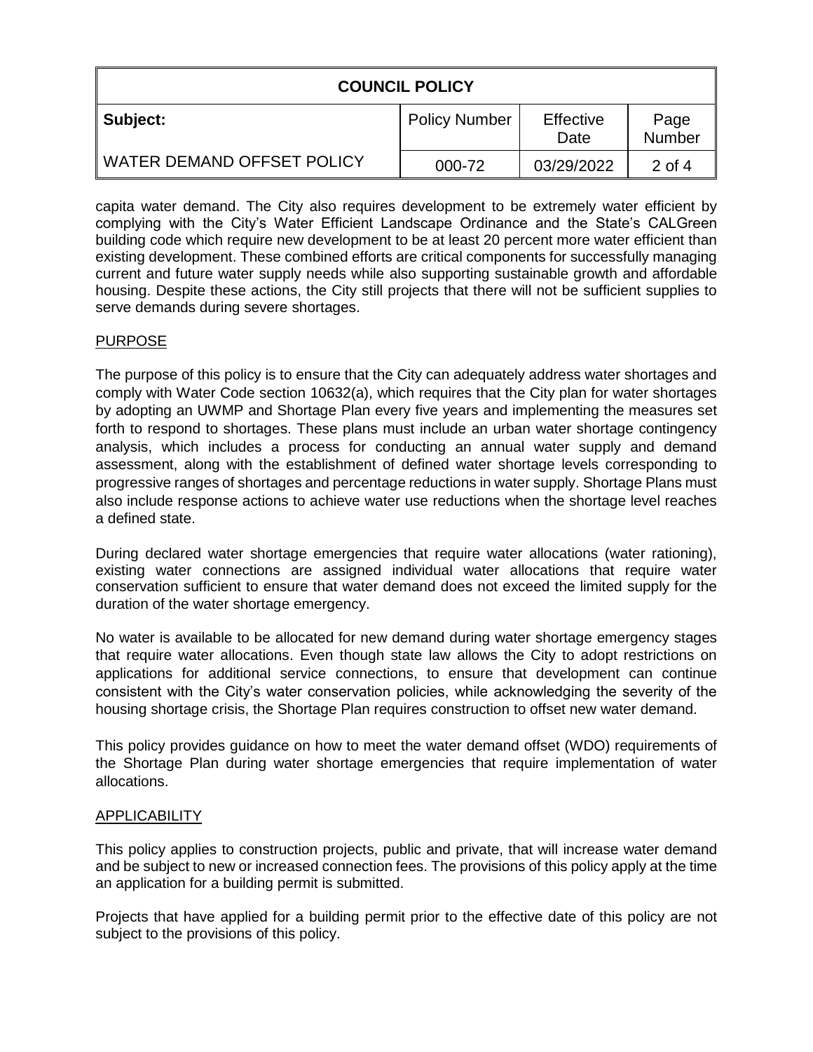capita water demand. The City also requires development to be extremely water efficient by complying with the City's Water Efficient Landscape Ordinance and the State's CALGreen building code which require new development to be at least 20 percent more water efficient than existing development. These combined efforts are critical components for successfully managing current and future water supply needs while also supporting sustainable growth and affordable housing. Despite these actions, the City still projects that there will not be sufficient supplies to serve demands during severe shortages.

## PURPOSE

The purpose of this policy is to ensure that the City can adequately address water shortages and comply with Water Code section 10632(a), which requires that the City plan for water shortages by adopting an UWMP and Shortage Plan every five years and implementing the measures set forth to respond to shortages. These plans must include an urban water shortage contingency analysis, which includes a process for conducting an annual water supply and demand assessment, along with the establishment of defined water shortage levels corresponding to progressive ranges of shortages and percentage reductions in water supply. Shortage Plans must also include response actions to achieve water use reductions when the shortage level reaches a defined state.

During declared water shortage emergencies that require water allocations (water rationing), existing water connections are assigned individual water allocations that require water conservation sufficient to ensure that water demand does not exceed the limited supply for the duration of the water shortage emergency.

No water is available to be allocated for new demand during water shortage emergency stages that require water allocations. Even though state law allows the City to adopt restrictions on applications for additional service connections, to ensure that development can continue consistent with the City's water conservation policies, while acknowledging the severity of the housing shortage crisis, the Shortage Plan requires construction to offset new water demand.

This policy provides guidance on how to meet the water demand offset (WDO) requirements of the Shortage Plan during water shortage emergencies that require implementation of water allocations.

## APPLICABILITY

This policy applies to construction projects, public and private, that will increase water demand and be subject to new or increased connection fees. The provisions of this policy apply at the time an application for a building permit is submitted.

Projects that have applied for a building permit prior to the effective date of this policy are not subject to the provisions of this policy.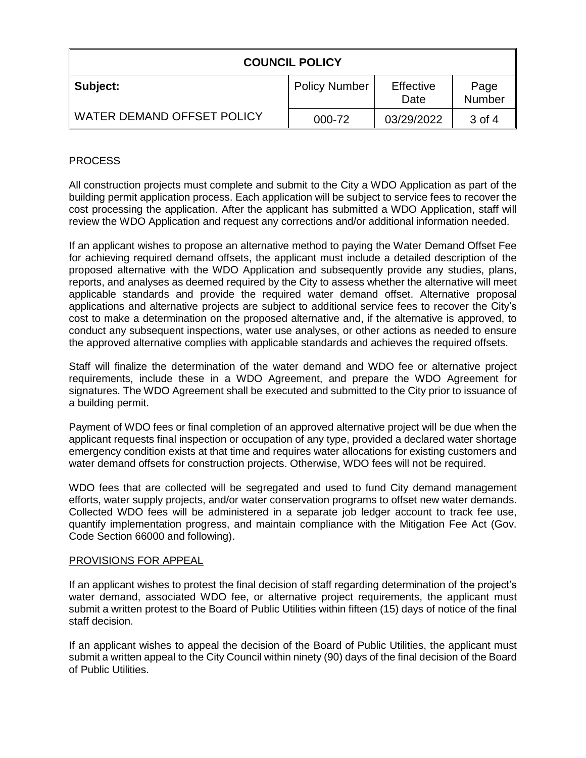## PROCESS

All construction projects must complete and submit to the City a WDO Application as part of the building permit application process. Each application will be subject to service fees to recover the cost processing the application. After the applicant has submitted a WDO Application, staff will review the WDO Application and request any corrections and/or additional information needed.

If an applicant wishes to propose an alternative method to paying the Water Demand Offset Fee for achieving required demand offsets, the applicant must include a detailed description of the proposed alternative with the WDO Application and subsequently provide any studies, plans, reports, and analyses as deemed required by the City to assess whether the alternative will meet applicable standards and provide the required water demand offset. Alternative proposal applications and alternative projects are subject to additional service fees to recover the City's cost to make a determination on the proposed alternative and, if the alternative is approved, to conduct any subsequent inspections, water use analyses, or other actions as needed to ensure the approved alternative complies with applicable standards and achieves the required offsets.

Staff will finalize the determination of the water demand and WDO fee or alternative project requirements, include these in a WDO Agreement, and prepare the WDO Agreement for signatures. The WDO Agreement shall be executed and submitted to the City prior to issuance of a building permit.

Payment of WDO fees or final completion of an approved alternative project will be due when the applicant requests final inspection or occupation of any type, provided a declared water shortage emergency condition exists at that time and requires water allocations for existing customers and water demand offsets for construction projects. Otherwise, WDO fees will not be required.

WDO fees that are collected will be segregated and used to fund City demand management efforts, water supply projects, and/or water conservation programs to offset new water demands. Collected WDO fees will be administered in a separate job ledger account to track fee use, quantify implementation progress, and maintain compliance with the Mitigation Fee Act (Gov. Code Section 66000 and following).

## PROVISIONS FOR APPEAL

If an applicant wishes to protest the final decision of staff regarding determination of the project's water demand, associated WDO fee, or alternative project requirements, the applicant must submit a written protest to the Board of Public Utilities within fifteen (15) days of notice of the final staff decision.

If an applicant wishes to appeal the decision of the Board of Public Utilities, the applicant must submit a written appeal to the City Council within ninety (90) days of the final decision of the Board of Public Utilities.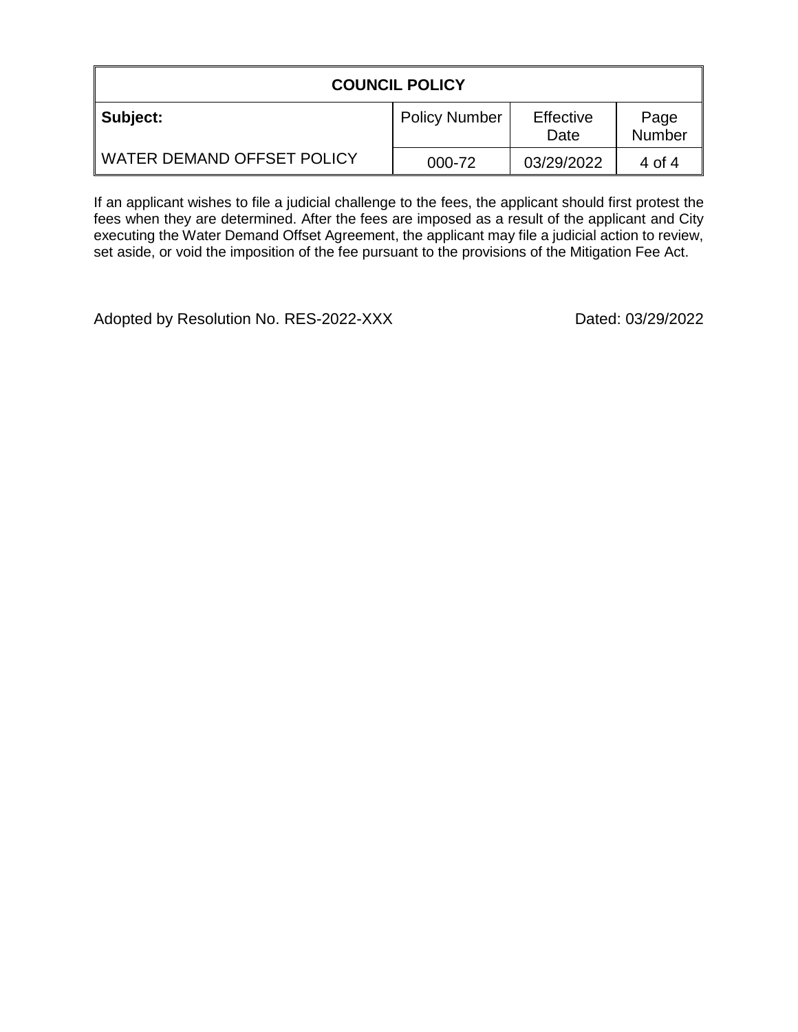If an applicant wishes to file a judicial challenge to the fees, the applicant should first protest the fees when they are determined. After the fees are imposed as a result of the applicant and City executing the Water Demand Offset Agreement, the applicant may file a judicial action to review, set aside, or void the imposition of the fee pursuant to the provisions of the Mitigation Fee Act.

Adopted by Resolution No. RES-2022-XXX Dated: 03/29/2022